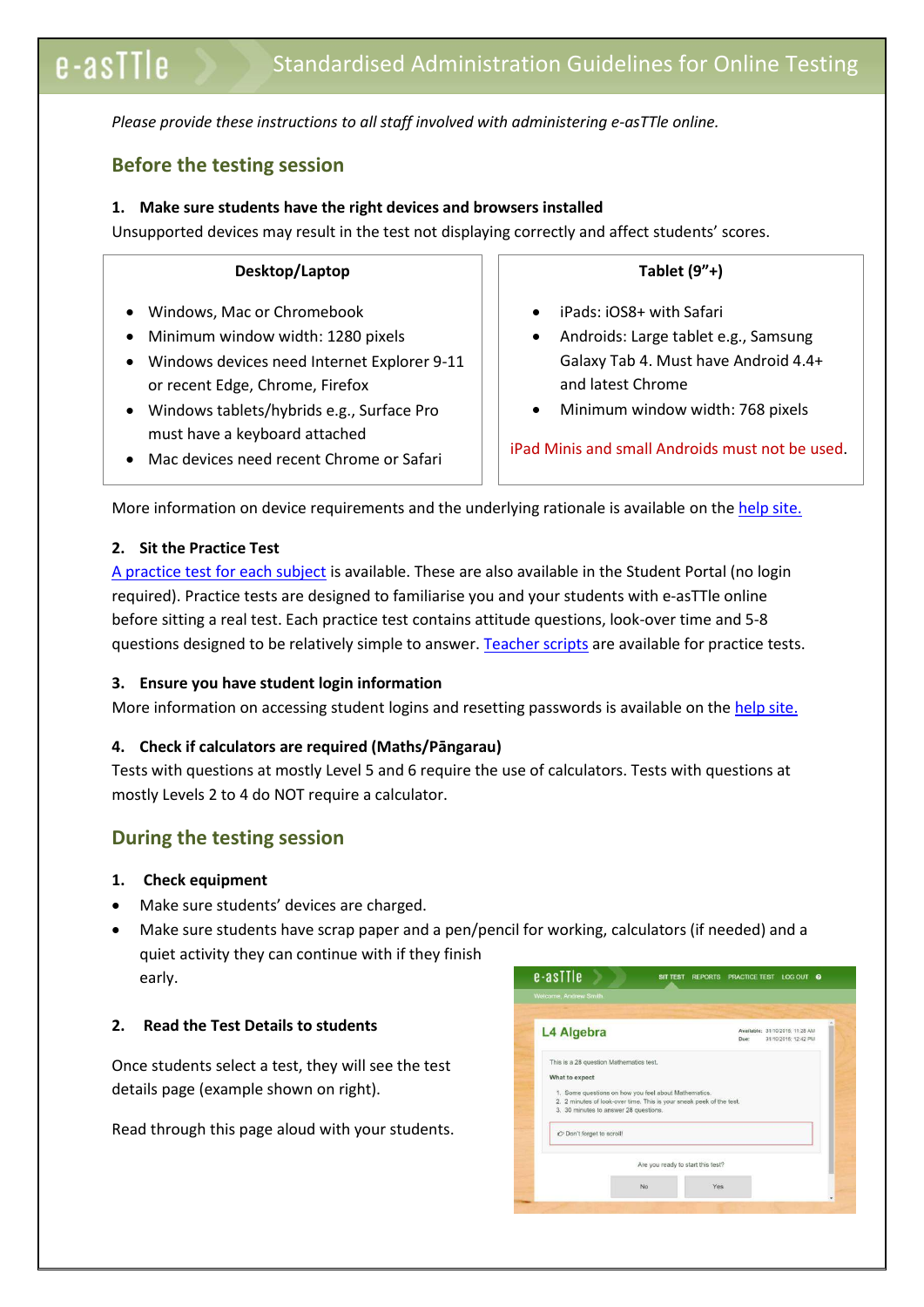# Standardised Administration Guidelines for Online Testing

*Please provide these instructions to all staff involved with administering e-asTTle online.*

## Before the testing session

**1. Make sure students have the right devices and browsers installed**

Unsupported devices may result in the test not displaying correctly and affect students' scores.

| Desktop/Laptop | Tablet (9"+) |
|---|---|
| • Windows, Mac or Chromebook<br>• Minimum window width: 1280 pixels<br>• Windows devices need Internet Explorer 9-11 or recent Edge, Chrome, Firefox<br>• Windows tablets/hybrids e.g., Surface Pro must have a keyboard attached<br>• Mac devices need recent Chrome or Safari | • iPads: iOS8+ with Safari<br>• Androids: Large tablet e.g., Samsung Galaxy Tab 4. Must have Android 4.4+ and latest Chrome<br>• Minimum window width: 768 pixels<br><br>iPad Minis and small Androids must not be used. |

More information on device requirements and the underlying rationale is available on the help site.

**2. Sit the Practice Test**

A practice test for each subject is available. These are also available in the Student Portal (no login required). Practice tests are designed to familiarise you and your students with e-asTTle online before sitting a real test. Each practice test contains attitude questions, look-over time and 5-8 questions designed to be relatively simple to answer. Teacher scripts are available for practice tests.

**3. Ensure you have student login information**

More information on accessing student logins and resetting passwords is available on the help site.

**4. Check if calculators are required (Maths/Pāngarau)**

Tests with questions at mostly Level 5 and 6 require the use of calculators. Tests with questions at mostly Levels 2 to 4 do NOT require a calculator.

## During the testing session

**1. Check equipment**

- Make sure students' devices are charged.
- Make sure students have scrap paper and a pen/pencil for working, calculators (if needed) and a quiet activity they can continue with if they finish early.

**2. Read the Test Details to students**

Once students select a test, they will see the test details page (example shown on right).

Read through this page aloud with your students.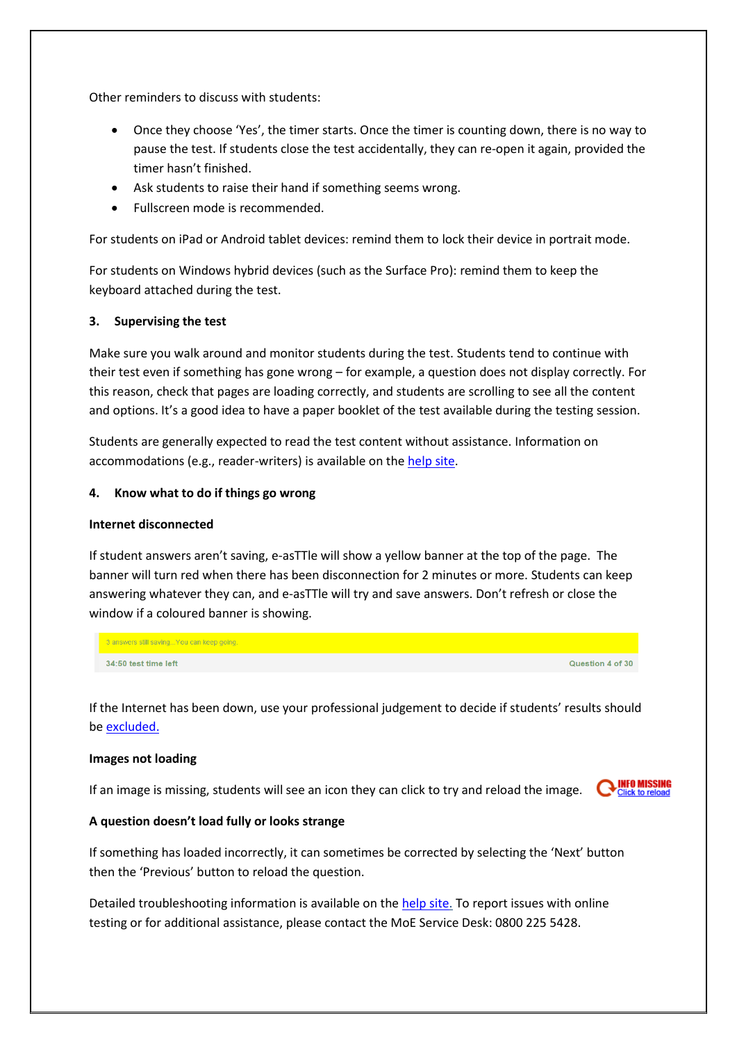Other reminders to discuss with students:

- Once they choose 'Yes', the timer starts. Once the timer is counting down, there is no way to pause the test. If students close the test accidentally, they can re-open it again, provided the timer hasn't finished.
- Ask students to raise their hand if something seems wrong.
- Fullscreen mode is recommended.

For students on iPad or Android tablet devices: remind them to lock their device in portrait mode.

For students on Windows hybrid devices (such as the Surface Pro): remind them to keep the keyboard attached during the test.

**3. Supervising the test**

Make sure you walk around and monitor students during the test. Students tend to continue with their test even if something has gone wrong – for example, a question does not display correctly. For this reason, check that pages are loading correctly, and students are scrolling to see all the content and options. It's a good idea to have a paper booklet of the test available during the testing session.

Students are generally expected to read the test content without assistance. Information on accommodations (e.g., reader-writers) is available on the help site.

**4. Know what to do if things go wrong**

**Internet disconnected**

If student answers aren't saving, e-asTTle will show a yellow banner at the top of the page. The banner will turn red when there has been disconnection for 2 minutes or more. Students can keep answering whatever they can, and e-asTTle will try and save answers. Don't refresh or close the window if a coloured banner is showing.

3 answers still saving...You can keep going.

34:50 test time left

Question 4 of 30

If the Internet has been down, use your professional judgement to decide if students' results should be excluded.

**Images not loading**

If an image is missing, students will see an icon they can click to try and reload the image.

INFO MISSING
Click to reload

**A question doesn't load fully or looks strange**

If something has loaded incorrectly, it can sometimes be corrected by selecting the 'Next' button then the 'Previous' button to reload the question.

Detailed troubleshooting information is available on the help site. To report issues with online testing or for additional assistance, please contact the MoE Service Desk: 0800 225 5428.